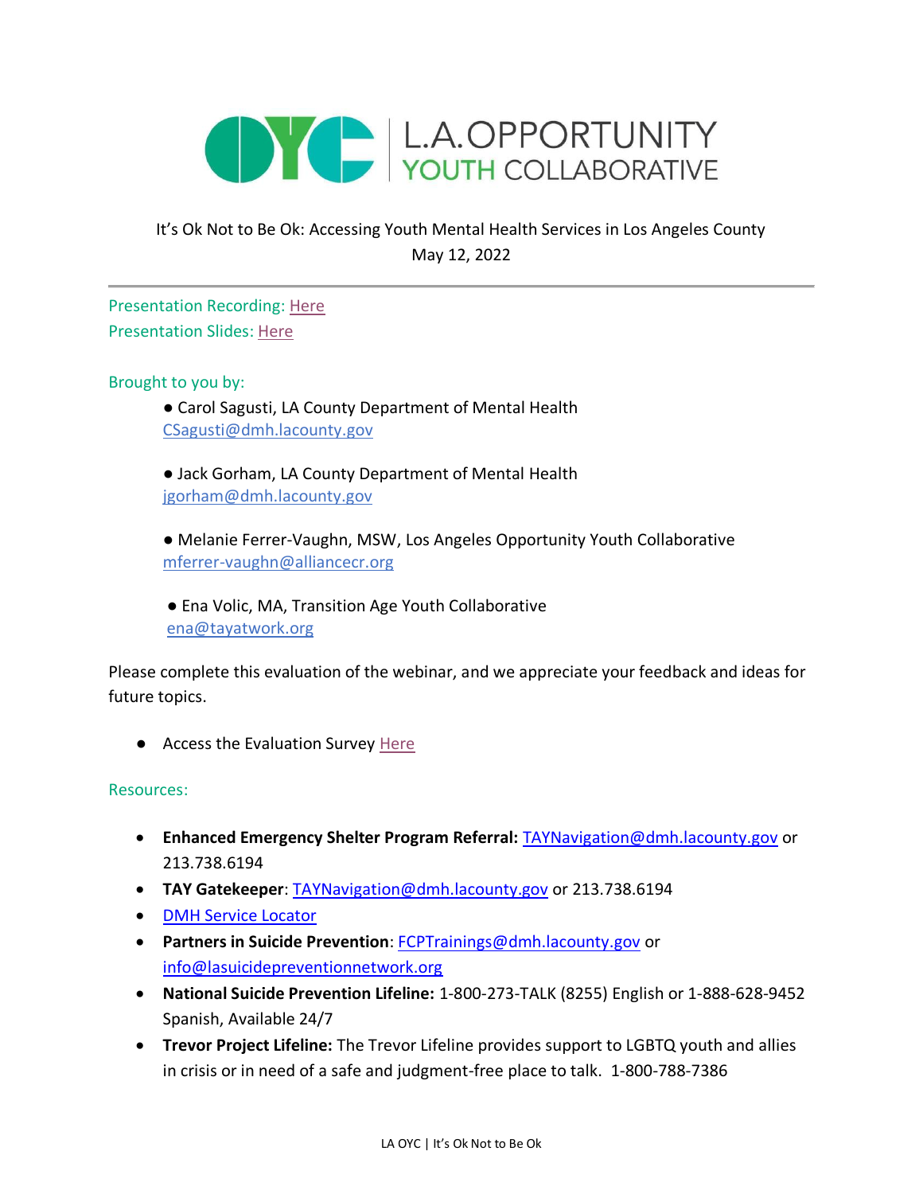# L.A. OPPORTUNITY YOUTH COLLABORATIVE

It's Ok Not to Be Ok: Accessing Youth Mental Health Services in Los Angeles County
May 12, 2022

---

Presentation Recording: Here
Presentation Slides: Here

Brought to you by:

- Carol Sagusti, LA County Department of Mental Health
  CSagusti@dmh.lacounty.gov

- Jack Gorham, LA County Department of Mental Health
  jgorham@dmh.lacounty.gov

- Melanie Ferrer-Vaughn, MSW, Los Angeles Opportunity Youth Collaborative
  mferrer-vaughn@alliancecr.org

- Ena Volic, MA, Transition Age Youth Collaborative
  ena@tayatwork.org

Please complete this evaluation of the webinar, and we appreciate your feedback and ideas for future topics.

- Access the Evaluation Survey Here

Resources:

- **Enhanced Emergency Shelter Program Referral:** TAYNavigation@dmh.lacounty.gov or 213.738.6194
- **TAY Gatekeeper**: TAYNavigation@dmh.lacounty.gov or 213.738.6194
- DMH Service Locator
- **Partners in Suicide Prevention**: FCPTrainings@dmh.lacounty.gov or info@lasuicidepreventionnetwork.org
- **National Suicide Prevention Lifeline:** 1-800-273-TALK (8255) English or 1-888-628-9452 Spanish, Available 24/7
- **Trevor Project Lifeline:** The Trevor Lifeline provides support to LGBTQ youth and allies in crisis or in need of a safe and judgment-free place to talk. 1-800-788-7386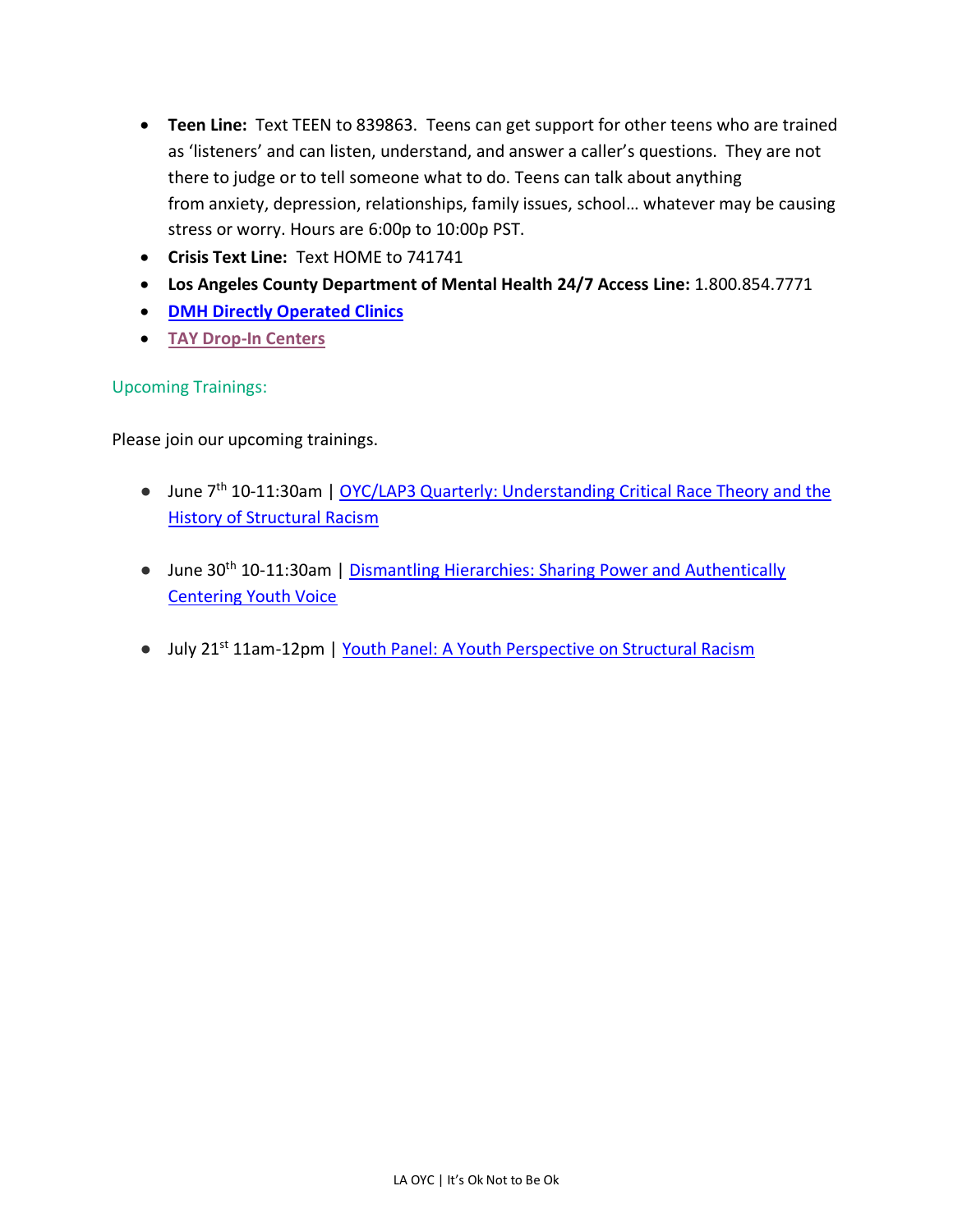- **Teen Line:** Text TEEN to 839863. Teens can get support for other teens who are trained as 'listeners' and can listen, understand, and answer a caller's questions. They are not there to judge or to tell someone what to do. Teens can talk about anything from anxiety, depression, relationships, family issues, school… whatever may be causing stress or worry. Hours are 6:00p to 10:00p PST.
- **Crisis Text Line:** Text HOME to 741741
- **Los Angeles County Department of Mental Health 24/7 Access Line:** 1.800.854.7771
- **DMH Directly Operated Clinics**
- **TAY Drop-In Centers**

## Upcoming Trainings:

Please join our upcoming trainings.

- June 7th 10-11:30am | OYC/LAP3 Quarterly: Understanding Critical Race Theory and the History of Structural Racism
- June 30th 10-11:30am | Dismantling Hierarchies: Sharing Power and Authentically Centering Youth Voice
- July 21st 11am-12pm | Youth Panel: A Youth Perspective on Structural Racism